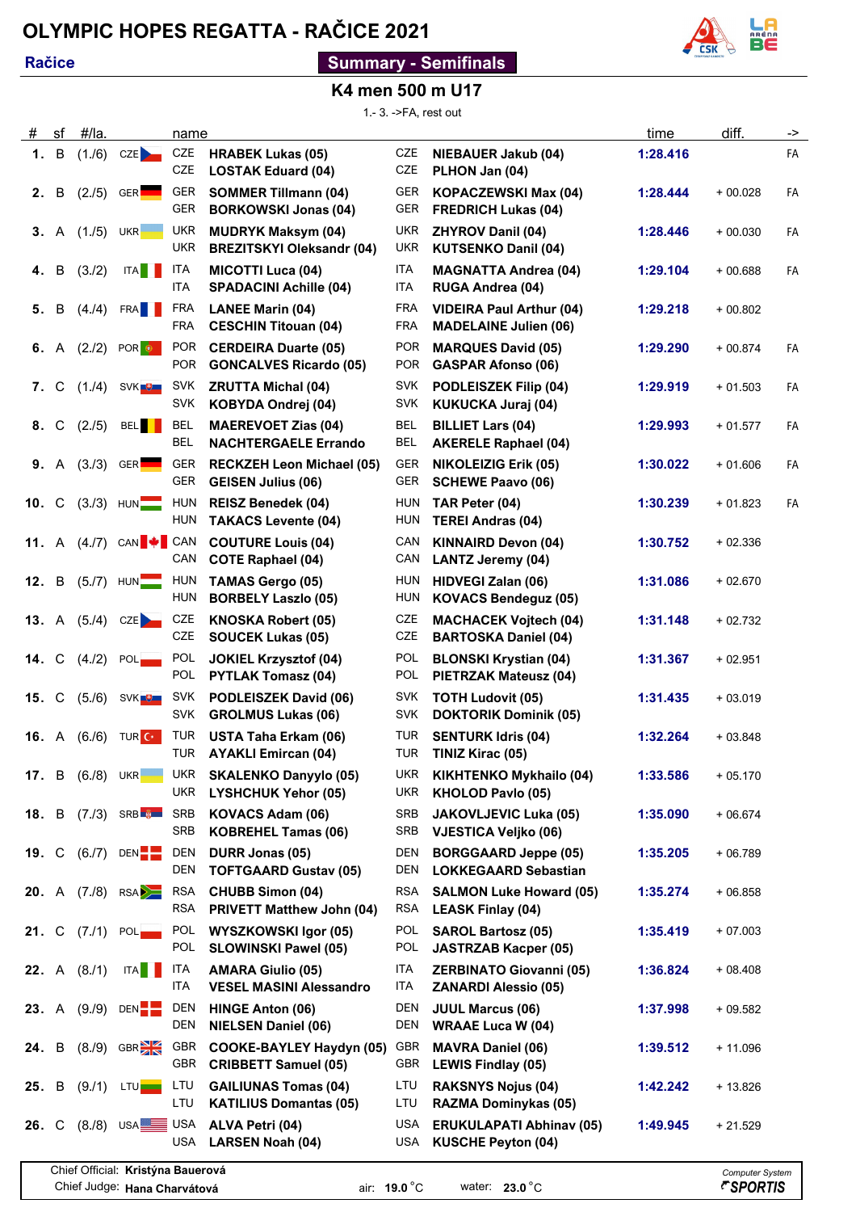# OLYMPIC HOPES REGATTA - RAČICE 2021

**Račice**

## Summary - Semifinals

### K4 men 500 m U17

1.- 3. ->FA, rest out

| # | sf | #/la. | | name | | time | diff. | -> |
|---|---|---|---|---|---|---|---|---|
| **1.** | B | (1./6) | CZE | CZE **HRABEK Lukas (05)**<br>CZE **LOSTAK Eduard (04)** | CZE **NIEBAUER Jakub (04)**<br>CZE **PLHON Jan (04)** | **1:28.416** | | FA |
| **2.** | B | (2./5) | GER | GER **SOMMER Tillmann (04)**<br>GER **BORKOWSKI Jonas (04)** | GER **KOPACZEWSKI Max (04)**<br>GER **FREDRICH Lukas (04)** | **1:28.444** | + 00.028 | FA |
| **3.** | A | (1./5) | UKR | UKR **MUDRYK Maksym (04)**<br>UKR **BREZITSKYI Oleksandr (04)** | UKR **ZHYROV Danil (04)**<br>UKR **KUTSENKO Danil (04)** | **1:28.446** | + 00.030 | FA |
| **4.** | B | (3./2) | ITA | ITA **MICOTTI Luca (04)**<br>ITA **SPADACINI Achille (04)** | ITA **MAGNATTA Andrea (04)**<br>ITA **RUGA Andrea (04)** | **1:29.104** | + 00.688 | FA |
| **5.** | B | (4./4) | FRA | FRA **LANEE Marin (04)**<br>FRA **CESCHIN Titouan (04)** | FRA **VIDEIRA Paul Arthur (04)**<br>FRA **MADELAINE Julien (06)** | **1:29.218** | + 00.802 | |
| **6.** | A | (2./2) | POR | POR **CERDEIRA Duarte (05)**<br>POR **GONCALVES Ricardo (05)** | POR **MARQUES David (05)**<br>POR **GASPAR Afonso (06)** | **1:29.290** | + 00.874 | FA |
| **7.** | C | (1./4) | SVK | SVK **ZRUTTA Michal (04)**<br>SVK **KOBYDA Ondrej (04)** | SVK **PODLEISZEK Filip (04)**<br>SVK **KUKUCKA Juraj (04)** | **1:29.919** | + 01.503 | FA |
| **8.** | C | (2./5) | BEL | BEL **MAEREVOET Zias (04)**<br>BEL **NACHTERGAELE Errando** | BEL **BILLIET Lars (04)**<br>BEL **AKERELE Raphael (04)** | **1:29.993** | + 01.577 | FA |
| **9.** | A | (3./3) | GER | GER **RECKZEH Leon Michael (05)**<br>GER **GEISEN Julius (06)** | GER **NIKOLEIZIG Erik (05)**<br>GER **SCHEWE Paavo (06)** | **1:30.022** | + 01.606 | FA |
| **10.** | C | (3./3) | HUN | HUN **REISZ Benedek (04)**<br>HUN **TAKACS Levente (04)** | HUN **TAR Peter (04)**<br>HUN **TEREI Andras (04)** | **1:30.239** | + 01.823 | FA |
| **11.** | A | (4./7) | CAN | CAN **COUTURE Louis (04)**<br>CAN **COTE Raphael (04)** | CAN **KINNAIRD Devon (04)**<br>CAN **LANTZ Jeremy (04)** | **1:30.752** | + 02.336 | |
| **12.** | B | (5./7) | HUN | HUN **TAMAS Gergo (05)**<br>HUN **BORBELY Laszlo (05)** | HUN **HIDVEGI Zalan (06)**<br>HUN **KOVACS Bendeguz (05)** | **1:31.086** | + 02.670 | |
| **13.** | A | (5./4) | CZE | CZE **KNOSKA Robert (05)**<br>CZE **SOUCEK Lukas (05)** | CZE **MACHACEK Vojtech (04)**<br>CZE **BARTOSKA Daniel (04)** | **1:31.148** | + 02.732 | |
| **14.** | C | (4./2) | POL | POL **JOKIEL Krzysztof (04)**<br>POL **PYTLAK Tomasz (04)** | POL **BLONSKI Krystian (04)**<br>POL **PIETRZAK Mateusz (04)** | **1:31.367** | + 02.951 | |
| **15.** | C | (5./6) | SVK | SVK **PODLEISZEK David (06)**<br>SVK **GROLMUS Lukas (06)** | SVK **TOTH Ludovit (05)**<br>SVK **DOKTORIK Dominik (05)** | **1:31.435** | + 03.019 | |
| **16.** | A | (6./6) | TUR | TUR **USTA Taha Erkam (06)**<br>TUR **AYAKLI Emircan (04)** | TUR **SENTURK Idris (04)**<br>TUR **TINIZ Kirac (05)** | **1:32.264** | + 03.848 | |
| **17.** | B | (6./8) | UKR | UKR **SKALENKO Danyylo (05)**<br>UKR **LYSHCHUK Yehor (05)** | UKR **KIKHTENKO Mykhailo (04)**<br>UKR **KHOLOD Pavlo (05)** | **1:33.586** | + 05.170 | |
| **18.** | B | (7./3) | SRB | SRB **KOVACS Adam (06)**<br>SRB **KOBREHEL Tamas (06)** | SRB **JAKOVLJEVIC Luka (05)**<br>SRB **VJESTICA Veljko (06)** | **1:35.090** | + 06.674 | |
| **19.** | C | (6./7) | DEN | DEN **DURR Jonas (05)**<br>DEN **TOFTGAARD Gustav (05)** | DEN **BORGGAARD Jeppe (05)**<br>DEN **LOKKEGAARD Sebastian** | **1:35.205** | + 06.789 | |
| **20.** | A | (7./8) | RSA | RSA **CHUBB Simon (04)**<br>RSA **PRIVETT Matthew John (04)** | RSA **SALMON Luke Howard (05)**<br>RSA **LEASK Finlay (04)** | **1:35.274** | + 06.858 | |
| **21.** | C | (7./1) | POL | POL **WYSZKOWSKI Igor (05)**<br>POL **SLOWINSKI Pawel (05)** | POL **SAROL Bartosz (05)**<br>POL **JASTRZAB Kacper (05)** | **1:35.419** | + 07.003 | |
| **22.** | A | (8./1) | ITA | ITA **AMARA Giulio (05)**<br>ITA **VESEL MASINI Alessandro** | ITA **ZERBINATO Giovanni (05)**<br>ITA **ZANARDI Alessio (05)** | **1:36.824** | + 08.408 | |
| **23.** | A | (9./9) | DEN | DEN **HINGE Anton (06)**<br>DEN **NIELSEN Daniel (06)** | DEN **JUUL Marcus (06)**<br>DEN **WRAAE Luca W (04)** | **1:37.998** | + 09.582 | |
| **24.** | B | (8./9) | GBR | GBR **COOKE-BAYLEY Haydyn (05)**<br>GBR **CRIBBETT Samuel (05)** | GBR **MAVRA Daniel (06)**<br>GBR **LEWIS Findlay (05)** | **1:39.512** | + 11.096 | |
| **25.** | B | (9./1) | LTU | LTU **GAILIUNAS Tomas (04)**<br>LTU **KATILIUS Domantas (05)** | LTU **RAKSNYS Nojus (04)**<br>LTU **RAZMA Dominykas (05)** | **1:42.242** | + 13.826 | |
| **26.** | C | (8./8) | USA | USA **ALVA Petri (04)**<br>USA **LARSEN Noah (04)** | USA **ERUKULAPATI Abhinav (05)**<br>USA **KUSCHE Peyton (04)** | **1:49.945** | + 21.529 | |

Chief Official: **Kristýna Bauerová**
Chief Judge: **Hana Charvátová**

air: **19.0** °C water: **23.0** °C

Computer System **SPORTIS**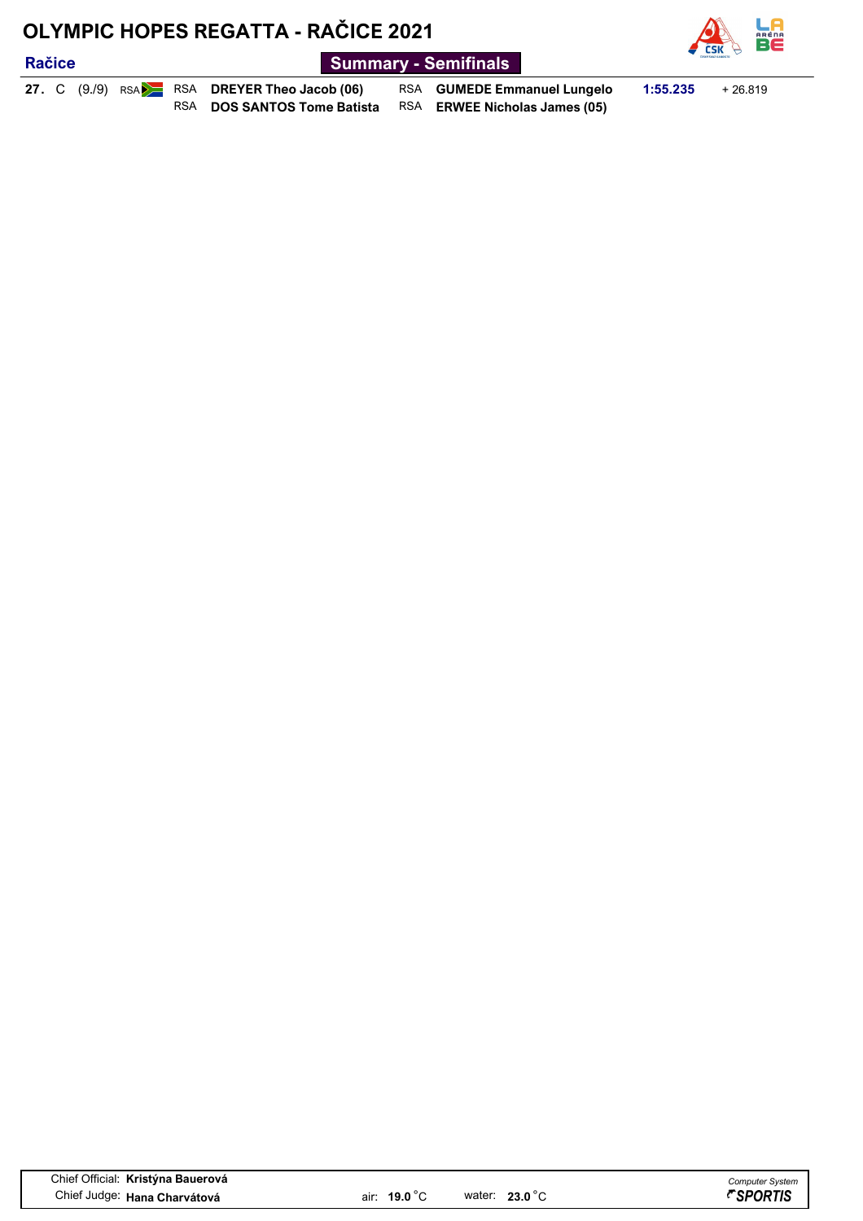# OLYMPIC HOPES REGATTA - RAČICE 2021

**Račice**

**Summary - Semifinals**

| | | | | | | | | | |
|---|---|---|---|---|---|---|---|---|---|
| **27.** | C | (9./9) | RSA | RSA | **DREYER Theo Jacob (06)** | RSA | **GUMEDE Emmanuel Lungelo** | **1:55.235** | + 26.819 |
| | | | | RSA | **DOS SANTOS Tome Batista** | RSA | **ERWEE Nicholas James (05)** | | |

Chief Official: **Kristýna Bauerová**
Chief Judge: **Hana Charvátová**

air: **19.0** °C water: **23.0** °C

*Computer System* ***SPORTIS***